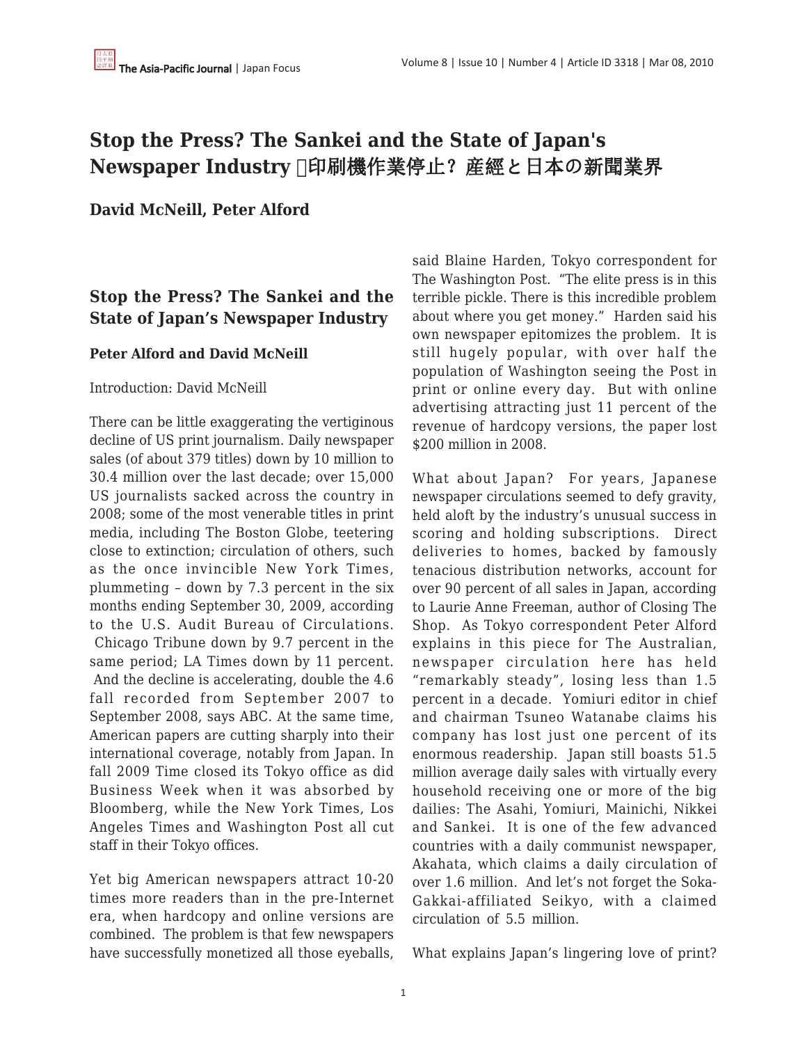# Stop the Press? The Sankei and the State of Japan's Newspaper Industry 印刷機作業停止？産經と日本の新聞業界

**David McNeill, Peter Alford**

## Stop the Press? The Sankei and the State of Japan's Newspaper Industry

**Peter Alford and David McNeill**

Introduction: David McNeill

There can be little exaggerating the vertiginous decline of US print journalism. Daily newspaper sales (of about 379 titles) down by 10 million to 30.4 million over the last decade; over 15,000 US journalists sacked across the country in 2008; some of the most venerable titles in print media, including The Boston Globe, teetering close to extinction; circulation of others, such as the once invincible New York Times, plummeting – down by 7.3 percent in the six months ending September 30, 2009, according to the U.S. Audit Bureau of Circulations. Chicago Tribune down by 9.7 percent in the same period; LA Times down by 11 percent. And the decline is accelerating, double the 4.6 fall recorded from September 2007 to September 2008, says ABC. At the same time, American papers are cutting sharply into their international coverage, notably from Japan. In fall 2009 Time closed its Tokyo office as did Business Week when it was absorbed by Bloomberg, while the New York Times, Los Angeles Times and Washington Post all cut staff in their Tokyo offices.

Yet big American newspapers attract 10-20 times more readers than in the pre-Internet era, when hardcopy and online versions are combined. The problem is that few newspapers have successfully monetized all those eyeballs, said Blaine Harden, Tokyo correspondent for The Washington Post. "The elite press is in this terrible pickle. There is this incredible problem about where you get money." Harden said his own newspaper epitomizes the problem. It is still hugely popular, with over half the population of Washington seeing the Post in print or online every day. But with online advertising attracting just 11 percent of the revenue of hardcopy versions, the paper lost $200 million in 2008.

What about Japan? For years, Japanese newspaper circulations seemed to defy gravity, held aloft by the industry's unusual success in scoring and holding subscriptions. Direct deliveries to homes, backed by famously tenacious distribution networks, account for over 90 percent of all sales in Japan, according to Laurie Anne Freeman, author of Closing The Shop. As Tokyo correspondent Peter Alford explains in this piece for The Australian, newspaper circulation here has held "remarkably steady", losing less than 1.5 percent in a decade. Yomiuri editor in chief and chairman Tsuneo Watanabe claims his company has lost just one percent of its enormous readership. Japan still boasts 51.5 million average daily sales with virtually every household receiving one or more of the big dailies: The Asahi, Yomiuri, Mainichi, Nikkei and Sankei. It is one of the few advanced countries with a daily communist newspaper, Akahata, which claims a daily circulation of over 1.6 million. And let's not forget the Soka-Gakkai-affiliated Seikyo, with a claimed circulation of 5.5 million.

What explains Japan's lingering love of print?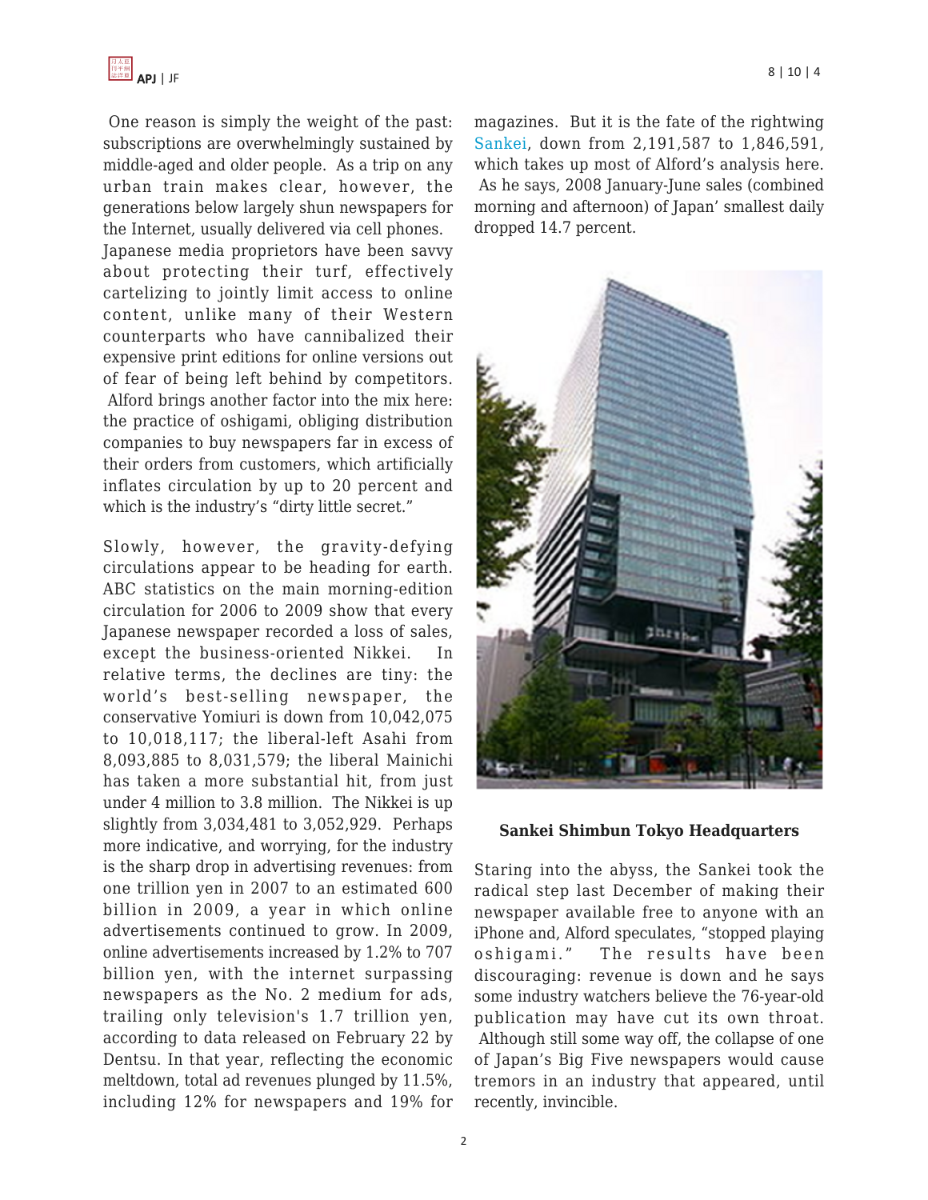One reason is simply the weight of the past: subscriptions are overwhelmingly sustained by middle-aged and older people. As a trip on any urban train makes clear, however, the generations below largely shun newspapers for the Internet, usually delivered via cell phones. Japanese media proprietors have been savvy about protecting their turf, effectively cartelizing to jointly limit access to online content, unlike many of their Western counterparts who have cannibalized their expensive print editions for online versions out of fear of being left behind by competitors. Alford brings another factor into the mix here: the practice of oshigami, obliging distribution companies to buy newspapers far in excess of their orders from customers, which artificially inflates circulation by up to 20 percent and which is the industry's "dirty little secret."

Slowly, however, the gravity-defying circulations appear to be heading for earth. ABC statistics on the main morning-edition circulation for 2006 to 2009 show that every Japanese newspaper recorded a loss of sales, except the business-oriented Nikkei. In relative terms, the declines are tiny: the world's best-selling newspaper, the conservative Yomiuri is down from 10,042,075 to 10,018,117; the liberal-left Asahi from 8,093,885 to 8,031,579; the liberal Mainichi has taken a more substantial hit, from just under 4 million to 3.8 million. The Nikkei is up slightly from 3,034,481 to 3,052,929. Perhaps more indicative, and worrying, for the industry is the sharp drop in advertising revenues: from one trillion yen in 2007 to an estimated 600 billion in 2009, a year in which online advertisements continued to grow. In 2009, online advertisements increased by 1.2% to 707 billion yen, with the internet surpassing newspapers as the No. 2 medium for ads, trailing only television's 1.7 trillion yen, according to data released on February 22 by Dentsu. In that year, reflecting the economic meltdown, total ad revenues plunged by 11.5%, including 12% for newspapers and 19% for magazines. But it is the fate of the rightwing Sankei, down from 2,191,587 to 1,846,591, which takes up most of Alford's analysis here. As he says, 2008 January-June sales (combined morning and afternoon) of Japan' smallest daily dropped 14.7 percent.

**Sankei Shimbun Tokyo Headquarters**

Staring into the abyss, the Sankei took the radical step last December of making their newspaper available free to anyone with an iPhone and, Alford speculates, "stopped playing oshigami." The results have been discouraging: revenue is down and he says some industry watchers believe the 76-year-old publication may have cut its own throat. Although still some way off, the collapse of one of Japan's Big Five newspapers would cause tremors in an industry that appeared, until recently, invincible.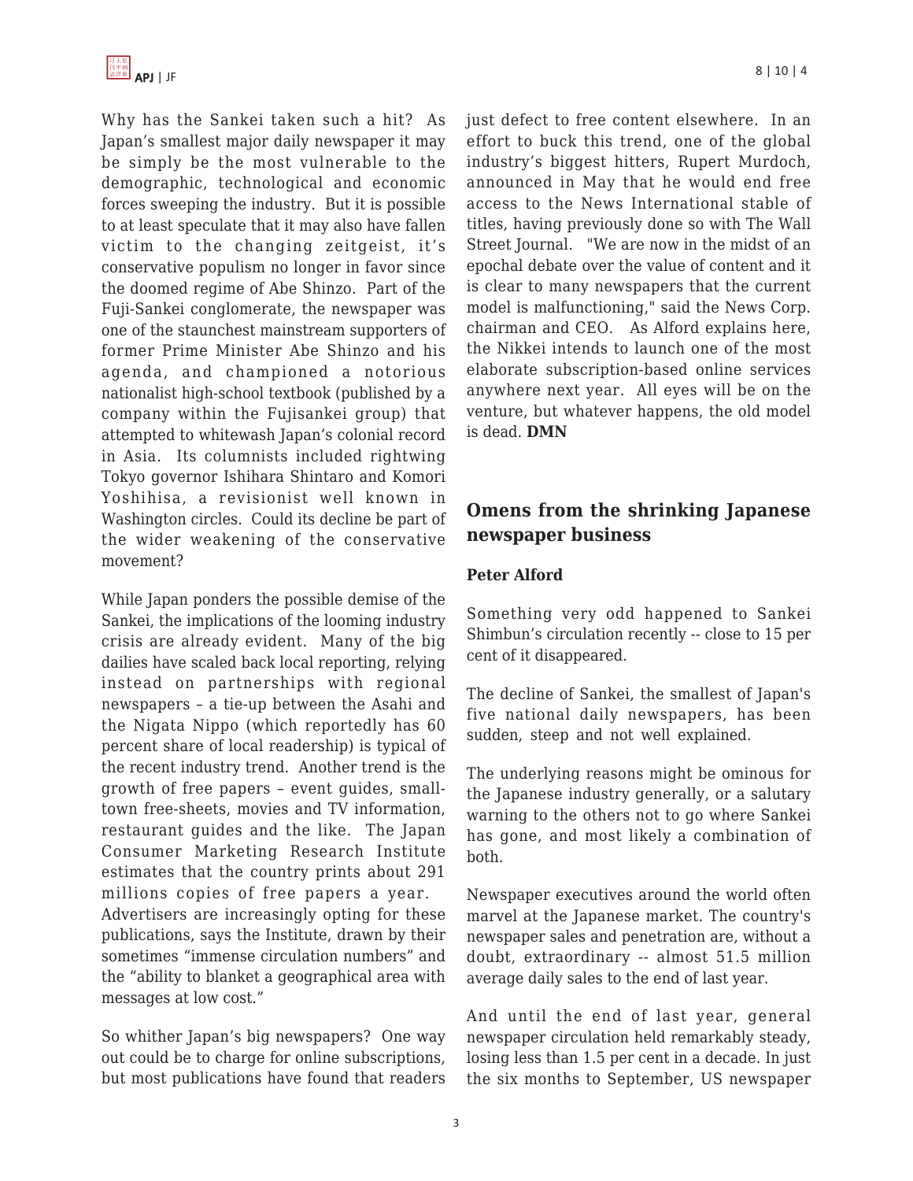Why has the Sankei taken such a hit? As Japan's smallest major daily newspaper it may be simply be the most vulnerable to the demographic, technological and economic forces sweeping the industry. But it is possible to at least speculate that it may also have fallen victim to the changing zeitgeist, it's conservative populism no longer in favor since the doomed regime of Abe Shinzo. Part of the Fuji-Sankei conglomerate, the newspaper was one of the staunchest mainstream supporters of former Prime Minister Abe Shinzo and his agenda, and championed a notorious nationalist high-school textbook (published by a company within the Fujisankei group) that attempted to whitewash Japan's colonial record in Asia. Its columnists included rightwing Tokyo governor Ishihara Shintaro and Komori Yoshihisa, a revisionist well known in Washington circles. Could its decline be part of the wider weakening of the conservative movement?

While Japan ponders the possible demise of the Sankei, the implications of the looming industry crisis are already evident. Many of the big dailies have scaled back local reporting, relying instead on partnerships with regional newspapers – a tie-up between the Asahi and the Nigata Nippo (which reportedly has 60 percent share of local readership) is typical of the recent industry trend. Another trend is the growth of free papers – event guides, small-town free-sheets, movies and TV information, restaurant guides and the like. The Japan Consumer Marketing Research Institute estimates that the country prints about 291 millions copies of free papers a year. Advertisers are increasingly opting for these publications, says the Institute, drawn by their sometimes "immense circulation numbers" and the "ability to blanket a geographical area with messages at low cost."

So whither Japan's big newspapers? One way out could be to charge for online subscriptions, but most publications have found that readers just defect to free content elsewhere. In an effort to buck this trend, one of the global industry's biggest hitters, Rupert Murdoch, announced in May that he would end free access to the News International stable of titles, having previously done so with The Wall Street Journal. "We are now in the midst of an epochal debate over the value of content and it is clear to many newspapers that the current model is malfunctioning," said the News Corp. chairman and CEO. As Alford explains here, the Nikkei intends to launch one of the most elaborate subscription-based online services anywhere next year. All eyes will be on the venture, but whatever happens, the old model is dead. **DMN**

## Omens from the shrinking Japanese newspaper business

**Peter Alford**

Something very odd happened to Sankei Shimbun's circulation recently -- close to 15 per cent of it disappeared.

The decline of Sankei, the smallest of Japan's five national daily newspapers, has been sudden, steep and not well explained.

The underlying reasons might be ominous for the Japanese industry generally, or a salutary warning to the others not to go where Sankei has gone, and most likely a combination of both.

Newspaper executives around the world often marvel at the Japanese market. The country's newspaper sales and penetration are, without a doubt, extraordinary -- almost 51.5 million average daily sales to the end of last year.

And until the end of last year, general newspaper circulation held remarkably steady, losing less than 1.5 per cent in a decade. In just the six months to September, US newspaper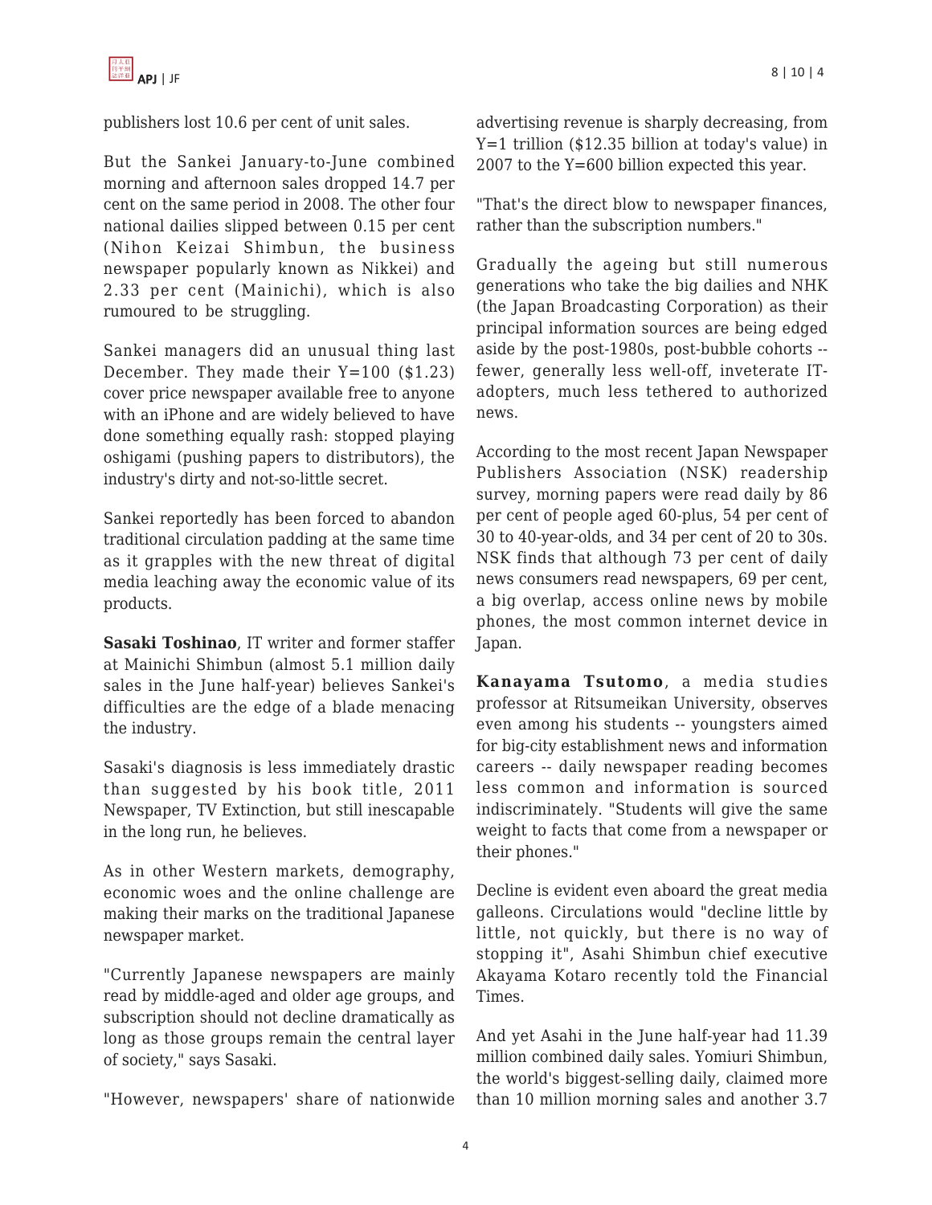publishers lost 10.6 per cent of unit sales.

But the Sankei January-to-June combined morning and afternoon sales dropped 14.7 per cent on the same period in 2008. The other four national dailies slipped between 0.15 per cent (Nihon Keizai Shimbun, the business newspaper popularly known as Nikkei) and 2.33 per cent (Mainichi), which is also rumoured to be struggling.

Sankei managers did an unusual thing last December. They made their Y=100 ($1.23) cover price newspaper available free to anyone with an iPhone and are widely believed to have done something equally rash: stopped playing oshigami (pushing papers to distributors), the industry's dirty and not-so-little secret.

Sankei reportedly has been forced to abandon traditional circulation padding at the same time as it grapples with the new threat of digital media leaching away the economic value of its products.

**Sasaki Toshinao**, IT writer and former staffer at Mainichi Shimbun (almost 5.1 million daily sales in the June half-year) believes Sankei's difficulties are the edge of a blade menacing the industry.

Sasaki's diagnosis is less immediately drastic than suggested by his book title, 2011 Newspaper, TV Extinction, but still inescapable in the long run, he believes.

As in other Western markets, demography, economic woes and the online challenge are making their marks on the traditional Japanese newspaper market.

"Currently Japanese newspapers are mainly read by middle-aged and older age groups, and subscription should not decline dramatically as long as those groups remain the central layer of society," says Sasaki.

"However, newspapers' share of nationwide advertising revenue is sharply decreasing, from Y=1 trillion ($12.35 billion at today's value) in 2007 to the Y=600 billion expected this year.

"That's the direct blow to newspaper finances, rather than the subscription numbers."

Gradually the ageing but still numerous generations who take the big dailies and NHK (the Japan Broadcasting Corporation) as their principal information sources are being edged aside by the post-1980s, post-bubble cohorts -- fewer, generally less well-off, inveterate IT-adopters, much less tethered to authorized news.

According to the most recent Japan Newspaper Publishers Association (NSK) readership survey, morning papers were read daily by 86 per cent of people aged 60-plus, 54 per cent of 30 to 40-year-olds, and 34 per cent of 20 to 30s. NSK finds that although 73 per cent of daily news consumers read newspapers, 69 per cent, a big overlap, access online news by mobile phones, the most common internet device in Japan.

**Kanayama Tsutomo**, a media studies professor at Ritsumeikan University, observes even among his students -- youngsters aimed for big-city establishment news and information careers -- daily newspaper reading becomes less common and information is sourced indiscriminately. "Students will give the same weight to facts that come from a newspaper or their phones."

Decline is evident even aboard the great media galleons. Circulations would "decline little by little, not quickly, but there is no way of stopping it", Asahi Shimbun chief executive Akayama Kotaro recently told the Financial Times.

And yet Asahi in the June half-year had 11.39 million combined daily sales. Yomiuri Shimbun, the world's biggest-selling daily, claimed more than 10 million morning sales and another 3.7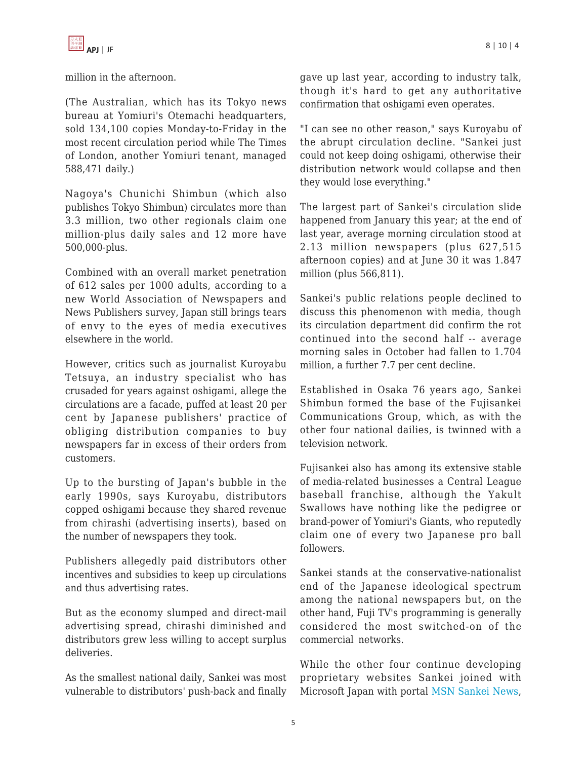million in the afternoon.

(The Australian, which has its Tokyo news bureau at Yomiuri's Otemachi headquarters, sold 134,100 copies Monday-to-Friday in the most recent circulation period while The Times of London, another Yomiuri tenant, managed 588,471 daily.)

Nagoya's Chunichi Shimbun (which also publishes Tokyo Shimbun) circulates more than 3.3 million, two other regionals claim one million-plus daily sales and 12 more have 500,000-plus.

Combined with an overall market penetration of 612 sales per 1000 adults, according to a new World Association of Newspapers and News Publishers survey, Japan still brings tears of envy to the eyes of media executives elsewhere in the world.

However, critics such as journalist Kuroyabu Tetsuya, an industry specialist who has crusaded for years against oshigami, allege the circulations are a facade, puffed at least 20 per cent by Japanese publishers' practice of obliging distribution companies to buy newspapers far in excess of their orders from customers.

Up to the bursting of Japan's bubble in the early 1990s, says Kuroyabu, distributors copped oshigami because they shared revenue from chirashi (advertising inserts), based on the number of newspapers they took.

Publishers allegedly paid distributors other incentives and subsidies to keep up circulations and thus advertising rates.

But as the economy slumped and direct-mail advertising spread, chirashi diminished and distributors grew less willing to accept surplus deliveries.

As the smallest national daily, Sankei was most vulnerable to distributors' push-back and finally gave up last year, according to industry talk, though it's hard to get any authoritative confirmation that oshigami even operates.

"I can see no other reason," says Kuroyabu of the abrupt circulation decline. "Sankei just could not keep doing oshigami, otherwise their distribution network would collapse and then they would lose everything."

The largest part of Sankei's circulation slide happened from January this year; at the end of last year, average morning circulation stood at 2.13 million newspapers (plus 627,515 afternoon copies) and at June 30 it was 1.847 million (plus 566,811).

Sankei's public relations people declined to discuss this phenomenon with media, though its circulation department did confirm the rot continued into the second half -- average morning sales in October had fallen to 1.704 million, a further 7.7 per cent decline.

Established in Osaka 76 years ago, Sankei Shimbun formed the base of the Fujisankei Communications Group, which, as with the other four national dailies, is twinned with a television network.

Fujisankei also has among its extensive stable of media-related businesses a Central League baseball franchise, although the Yakult Swallows have nothing like the pedigree or brand-power of Yomiuri's Giants, who reputedly claim one of every two Japanese pro ball followers.

Sankei stands at the conservative-nationalist end of the Japanese ideological spectrum among the national newspapers but, on the other hand, Fuji TV's programming is generally considered the most switched-on of the commercial networks.

While the other four continue developing proprietary websites Sankei joined with Microsoft Japan with portal MSN Sankei News,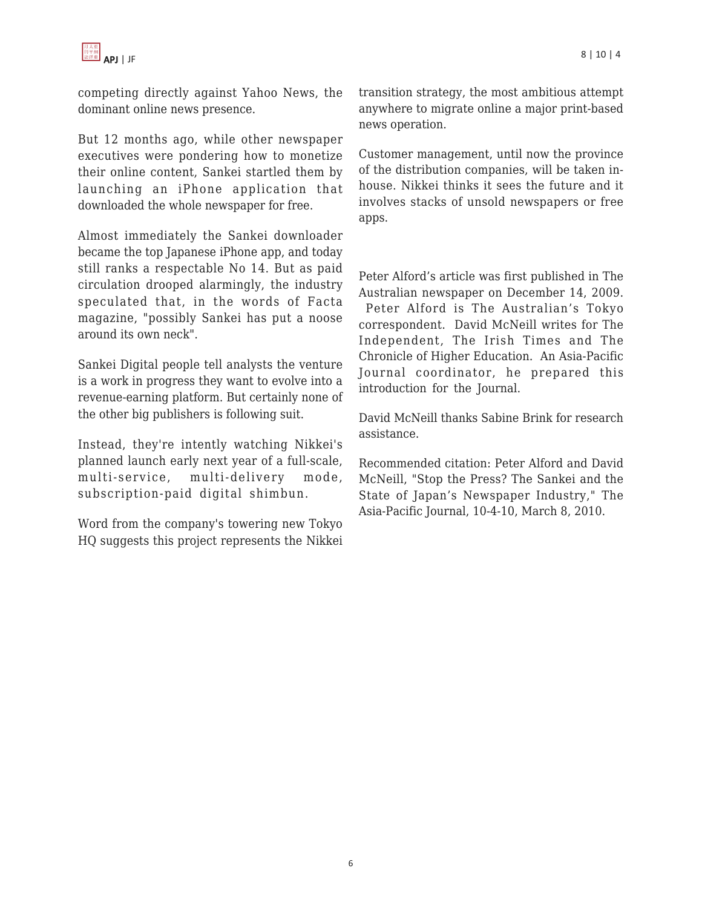competing directly against Yahoo News, the dominant online news presence.

But 12 months ago, while other newspaper executives were pondering how to monetize their online content, Sankei startled them by launching an iPhone application that downloaded the whole newspaper for free.

Almost immediately the Sankei downloader became the top Japanese iPhone app, and today still ranks a respectable No 14. But as paid circulation drooped alarmingly, the industry speculated that, in the words of Facta magazine, "possibly Sankei has put a noose around its own neck".

Sankei Digital people tell analysts the venture is a work in progress they want to evolve into a revenue-earning platform. But certainly none of the other big publishers is following suit.

Instead, they're intently watching Nikkei's planned launch early next year of a full-scale, multi-service, multi-delivery mode, subscription-paid digital shimbun.

Word from the company's towering new Tokyo HQ suggests this project represents the Nikkei transition strategy, the most ambitious attempt anywhere to migrate online a major print-based news operation.

Customer management, until now the province of the distribution companies, will be taken in-house. Nikkei thinks it sees the future and it involves stacks of unsold newspapers or free apps.

Peter Alford's article was first published in The Australian newspaper on December 14, 2009. Peter Alford is The Australian's Tokyo correspondent. David McNeill writes for The Independent, The Irish Times and The Chronicle of Higher Education. An Asia-Pacific Journal coordinator, he prepared this introduction for the Journal.

David McNeill thanks Sabine Brink for research assistance.

Recommended citation: Peter Alford and David McNeill, "Stop the Press? The Sankei and the State of Japan's Newspaper Industry," The Asia-Pacific Journal, 10-4-10, March 8, 2010.